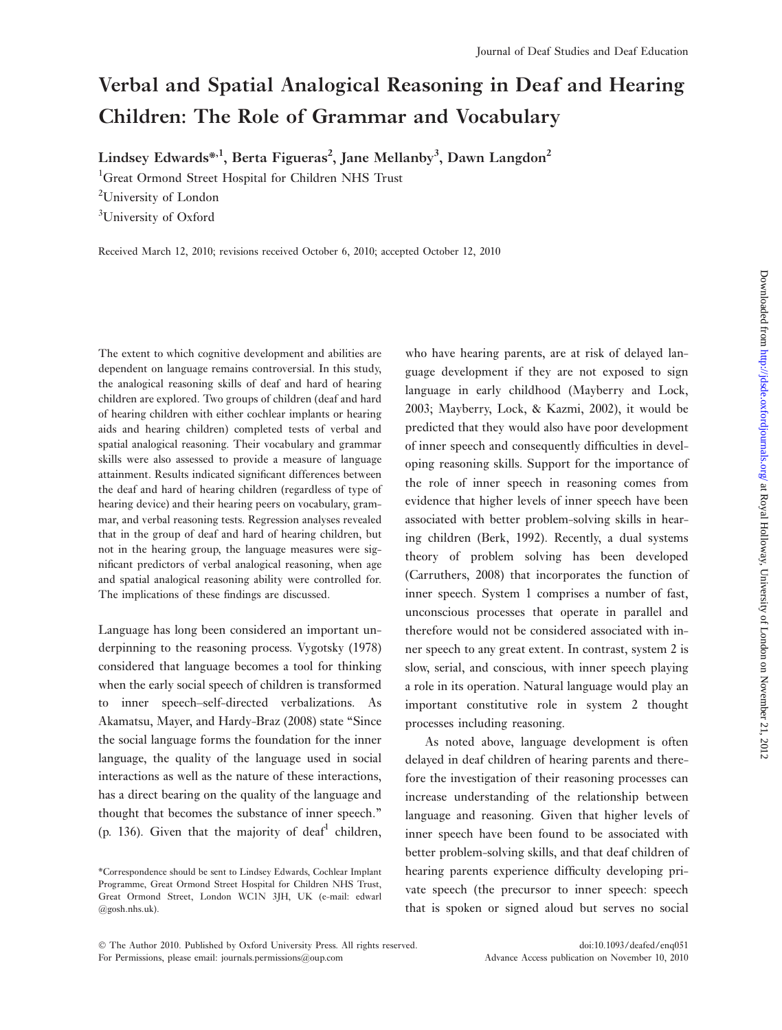# Verbal and Spatial Analogical Reasoning in Deaf and Hearing Children: The Role of Grammar and Vocabulary

**Lindsey Edwards*[,1], Berta Figueras[2], Jane Mellanby[3], Dawn Langdon[2]**

[1]Great Ormond Street Hospital for Children NHS Trust

[2]University of London

[3]University of Oxford

Received March 12, 2010; revisions received October 6, 2010; accepted October 12, 2010

The extent to which cognitive development and abilities are dependent on language remains controversial. In this study, the analogical reasoning skills of deaf and hard of hearing children are explored. Two groups of children (deaf and hard of hearing children with either cochlear implants or hearing aids and hearing children) completed tests of verbal and spatial analogical reasoning. Their vocabulary and grammar skills were also assessed to provide a measure of language attainment. Results indicated significant differences between the deaf and hard of hearing children (regardless of type of hearing device) and their hearing peers on vocabulary, grammar, and verbal reasoning tests. Regression analyses revealed that in the group of deaf and hard of hearing children, but not in the hearing group, the language measures were significant predictors of verbal analogical reasoning, when age and spatial analogical reasoning ability were controlled for. The implications of these findings are discussed.

Language has long been considered an important underpinning to the reasoning process. Vygotsky (1978) considered that language becomes a tool for thinking when the early social speech of children is transformed to inner speech–self-directed verbalizations. As Akamatsu, Mayer, and Hardy-Braz (2008) state "Since the social language forms the foundation for the inner language, the quality of the language used in social interactions as well as the nature of these interactions, has a direct bearing on the quality of the language and thought that becomes the substance of inner speech." (p. 136). Given that the majority of deaf[1] children, who have hearing parents, are at risk of delayed language development if they are not exposed to sign language in early childhood (Mayberry and Lock, 2003; Mayberry, Lock, & Kazmi, 2002), it would be predicted that they would also have poor development of inner speech and consequently difficulties in developing reasoning skills. Support for the importance of the role of inner speech in reasoning comes from evidence that higher levels of inner speech have been associated with better problem-solving skills in hearing children (Berk, 1992). Recently, a dual systems theory of problem solving has been developed (Carruthers, 2008) that incorporates the function of inner speech. System 1 comprises a number of fast, unconscious processes that operate in parallel and therefore would not be considered associated with inner speech to any great extent. In contrast, system 2 is slow, serial, and conscious, with inner speech playing a role in its operation. Natural language would play an important constitutive role in system 2 thought processes including reasoning.

As noted above, language development is often delayed in deaf children of hearing parents and therefore the investigation of their reasoning processes can increase understanding of the relationship between language and reasoning. Given that higher levels of inner speech have been found to be associated with better problem-solving skills, and that deaf children of hearing parents experience difficulty developing private speech (the precursor to inner speech: speech that is spoken or signed aloud but serves no social

*Correspondence should be sent to Lindsey Edwards, Cochlear Implant Programme, Great Ormond Street Hospital for Children NHS Trust, Great Ormond Street, London WC1N 3JH, UK (e-mail: edwarl@gosh.nhs.uk).

© The Author 2010. Published by Oxford University Press. All rights reserved. For Permissions, please email: journals.permissions@oup.com

doi:10.1093/deafed/enq051

Advance Access publication on November 10, 2010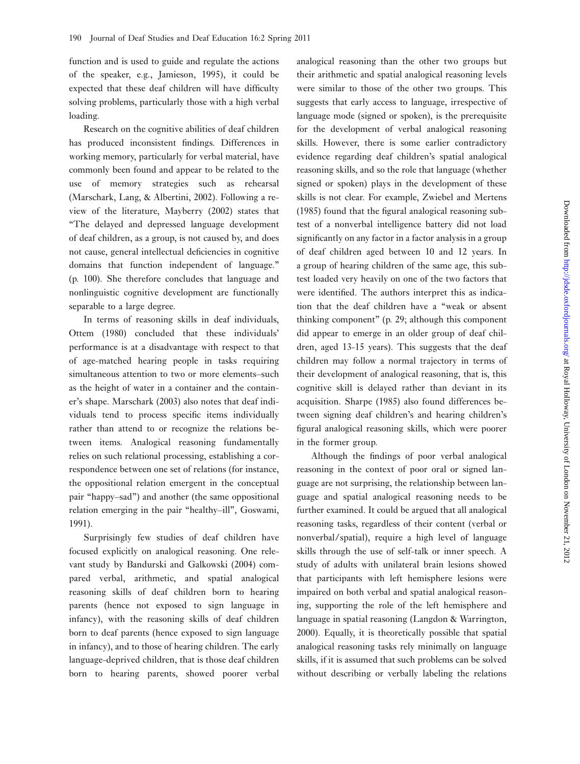function and is used to guide and regulate the actions of the speaker, e.g., Jamieson, 1995), it could be expected that these deaf children will have difficulty solving problems, particularly those with a high verbal loading.

Research on the cognitive abilities of deaf children has produced inconsistent findings. Differences in working memory, particularly for verbal material, have commonly been found and appear to be related to the use of memory strategies such as rehearsal (Marschark, Lang, & Albertini, 2002). Following a review of the literature, Mayberry (2002) states that "The delayed and depressed language development of deaf children, as a group, is not caused by, and does not cause, general intellectual deficiencies in cognitive domains that function independent of language." (p. 100). She therefore concludes that language and nonlinguistic cognitive development are functionally separable to a large degree.

In terms of reasoning skills in deaf individuals, Ottem (1980) concluded that these individuals' performance is at a disadvantage with respect to that of age-matched hearing people in tasks requiring simultaneous attention to two or more elements–such as the height of water in a container and the container's shape. Marschark (2003) also notes that deaf individuals tend to process specific items individually rather than attend to or recognize the relations between items. Analogical reasoning fundamentally relies on such relational processing, establishing a correspondence between one set of relations (for instance, the oppositional relation emergent in the conceptual pair "happy–sad") and another (the same oppositional relation emerging in the pair "healthy–ill", Goswami, 1991).

Surprisingly few studies of deaf children have focused explicitly on analogical reasoning. One relevant study by Bandurski and Galkowski (2004) compared verbal, arithmetic, and spatial analogical reasoning skills of deaf children born to hearing parents (hence not exposed to sign language in infancy), with the reasoning skills of deaf children born to deaf parents (hence exposed to sign language in infancy), and to those of hearing children. The early language-deprived children, that is those deaf children born to hearing parents, showed poorer verbal analogical reasoning than the other two groups but their arithmetic and spatial analogical reasoning levels were similar to those of the other two groups. This suggests that early access to language, irrespective of language mode (signed or spoken), is the prerequisite for the development of verbal analogical reasoning skills. However, there is some earlier contradictory evidence regarding deaf children's spatial analogical reasoning skills, and so the role that language (whether signed or spoken) plays in the development of these skills is not clear. For example, Zwiebel and Mertens (1985) found that the figural analogical reasoning subtest of a nonverbal intelligence battery did not load significantly on any factor in a factor analysis in a group of deaf children aged between 10 and 12 years. In a group of hearing children of the same age, this subtest loaded very heavily on one of the two factors that were identified. The authors interpret this as indication that the deaf children have a "weak or absent thinking component" (p. 29; although this component did appear to emerge in an older group of deaf children, aged 13-15 years). This suggests that the deaf children may follow a normal trajectory in terms of their development of analogical reasoning, that is, this cognitive skill is delayed rather than deviant in its acquisition. Sharpe (1985) also found differences between signing deaf children's and hearing children's figural analogical reasoning skills, which were poorer in the former group.

Although the findings of poor verbal analogical reasoning in the context of poor oral or signed language are not surprising, the relationship between language and spatial analogical reasoning needs to be further examined. It could be argued that all analogical reasoning tasks, regardless of their content (verbal or nonverbal/spatial), require a high level of language skills through the use of self-talk or inner speech. A study of adults with unilateral brain lesions showed that participants with left hemisphere lesions were impaired on both verbal and spatial analogical reasoning, supporting the role of the left hemisphere and language in spatial reasoning (Langdon & Warrington, 2000). Equally, it is theoretically possible that spatial analogical reasoning tasks rely minimally on language skills, if it is assumed that such problems can be solved without describing or verbally labeling the relations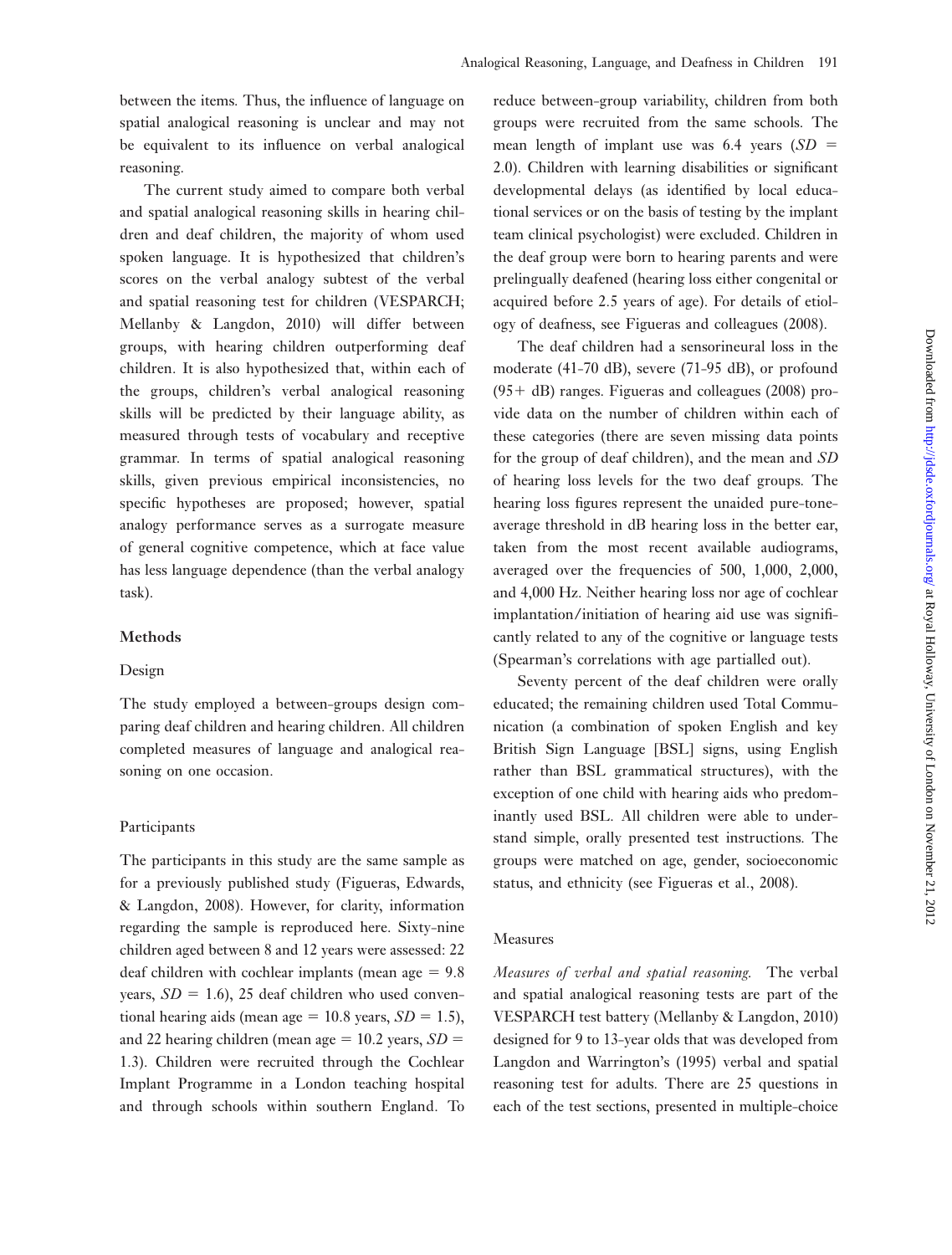between the items. Thus, the influence of language on spatial analogical reasoning is unclear and may not be equivalent to its influence on verbal analogical reasoning.

The current study aimed to compare both verbal and spatial analogical reasoning skills in hearing children and deaf children, the majority of whom used spoken language. It is hypothesized that children's scores on the verbal analogy subtest of the verbal and spatial reasoning test for children (VESPARCH; Mellanby & Langdon, 2010) will differ between groups, with hearing children outperforming deaf children. It is also hypothesized that, within each of the groups, children's verbal analogical reasoning skills will be predicted by their language ability, as measured through tests of vocabulary and receptive grammar. In terms of spatial analogical reasoning skills, given previous empirical inconsistencies, no specific hypotheses are proposed; however, spatial analogy performance serves as a surrogate measure of general cognitive competence, which at face value has less language dependence (than the verbal analogy task).

## Methods

### Design

The study employed a between-groups design comparing deaf children and hearing children. All children completed measures of language and analogical reasoning on one occasion.

### Participants

The participants in this study are the same sample as for a previously published study (Figueras, Edwards, & Langdon, 2008). However, for clarity, information regarding the sample is reproduced here. Sixty-nine children aged between 8 and 12 years were assessed: 22 deaf children with cochlear implants (mean age = 9.8 years, *SD* = 1.6), 25 deaf children who used conventional hearing aids (mean age = 10.8 years, *SD* = 1.5), and 22 hearing children (mean age = 10.2 years, *SD* = 1.3). Children were recruited through the Cochlear Implant Programme in a London teaching hospital and through schools within southern England. To reduce between-group variability, children from both groups were recruited from the same schools. The mean length of implant use was 6.4 years (*SD* = 2.0). Children with learning disabilities or significant developmental delays (as identified by local educational services or on the basis of testing by the implant team clinical psychologist) were excluded. Children in the deaf group were born to hearing parents and were prelingually deafened (hearing loss either congenital or acquired before 2.5 years of age). For details of etiology of deafness, see Figueras and colleagues (2008).

The deaf children had a sensorineural loss in the moderate (41-70 dB), severe (71-95 dB), or profound (95+ dB) ranges. Figueras and colleagues (2008) provide data on the number of children within each of these categories (there are seven missing data points for the group of deaf children), and the mean and *SD* of hearing loss levels for the two deaf groups. The hearing loss figures represent the unaided pure-tone-average threshold in dB hearing loss in the better ear, taken from the most recent available audiograms, averaged over the frequencies of 500, 1,000, 2,000, and 4,000 Hz. Neither hearing loss nor age of cochlear implantation/initiation of hearing aid use was significantly related to any of the cognitive or language tests (Spearman's correlations with age partialled out).

Seventy percent of the deaf children were orally educated; the remaining children used Total Communication (a combination of spoken English and key British Sign Language [BSL] signs, using English rather than BSL grammatical structures), with the exception of one child with hearing aids who predominantly used BSL. All children were able to understand simple, orally presented test instructions. The groups were matched on age, gender, socioeconomic status, and ethnicity (see Figueras et al., 2008).

### Measures

*Measures of verbal and spatial reasoning.* The verbal and spatial analogical reasoning tests are part of the VESPARCH test battery (Mellanby & Langdon, 2010) designed for 9 to 13-year olds that was developed from Langdon and Warrington's (1995) verbal and spatial reasoning test for adults. There are 25 questions in each of the test sections, presented in multiple-choice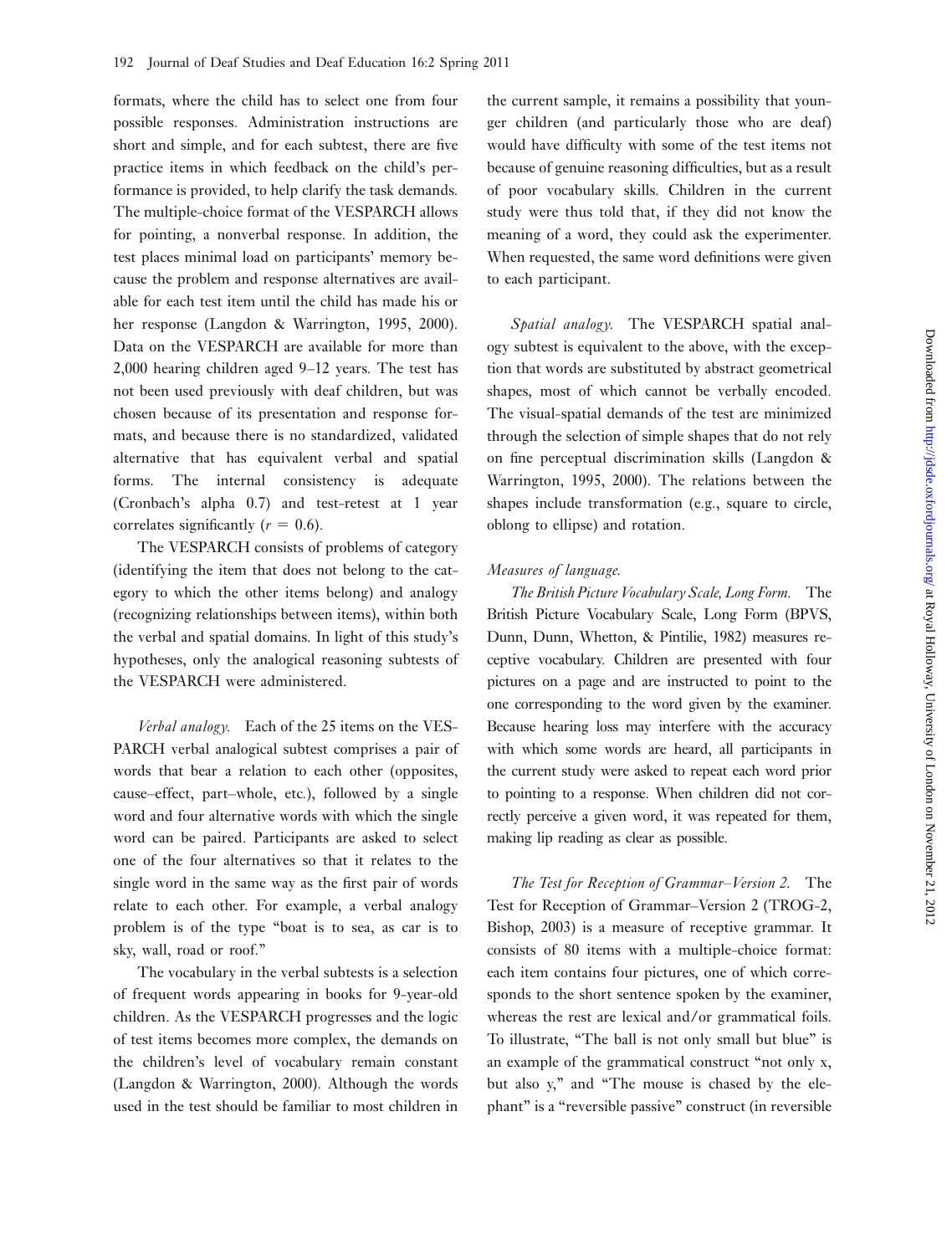formats, where the child has to select one from four possible responses. Administration instructions are short and simple, and for each subtest, there are five practice items in which feedback on the child's performance is provided, to help clarify the task demands. The multiple-choice format of the VESPARCH allows for pointing, a nonverbal response. In addition, the test places minimal load on participants' memory because the problem and response alternatives are available for each test item until the child has made his or her response (Langdon & Warrington, 1995, 2000). Data on the VESPARCH are available for more than 2,000 hearing children aged 9–12 years. The test has not been used previously with deaf children, but was chosen because of its presentation and response formats, and because there is no standardized, validated alternative that has equivalent verbal and spatial forms. The internal consistency is adequate (Cronbach's alpha 0.7) and test-retest at 1 year correlates significantly ($r = 0.6$).

The VESPARCH consists of problems of category (identifying the item that does not belong to the category to which the other items belong) and analogy (recognizing relationships between items), within both the verbal and spatial domains. In light of this study's hypotheses, only the analogical reasoning subtests of the VESPARCH were administered.

*Verbal analogy.* Each of the 25 items on the VESPARCH verbal analogical subtest comprises a pair of words that bear a relation to each other (opposites, cause–effect, part–whole, etc.), followed by a single word and four alternative words with which the single word can be paired. Participants are asked to select one of the four alternatives so that it relates to the single word in the same way as the first pair of words relate to each other. For example, a verbal analogy problem is of the type "boat is to sea, as car is to sky, wall, road or roof."

The vocabulary in the verbal subtests is a selection of frequent words appearing in books for 9-year-old children. As the VESPARCH progresses and the logic of test items becomes more complex, the demands on the children's level of vocabulary remain constant (Langdon & Warrington, 2000). Although the words used in the test should be familiar to most children in the current sample, it remains a possibility that younger children (and particularly those who are deaf) would have difficulty with some of the test items not because of genuine reasoning difficulties, but as a result of poor vocabulary skills. Children in the current study were thus told that, if they did not know the meaning of a word, they could ask the experimenter. When requested, the same word definitions were given to each participant.

*Spatial analogy.* The VESPARCH spatial analogy subtest is equivalent to the above, with the exception that words are substituted by abstract geometrical shapes, most of which cannot be verbally encoded. The visual-spatial demands of the test are minimized through the selection of simple shapes that do not rely on fine perceptual discrimination skills (Langdon & Warrington, 1995, 2000). The relations between the shapes include transformation (e.g., square to circle, oblong to ellipse) and rotation.

#### *Measures of language.*

*The British Picture Vocabulary Scale, Long Form.* The British Picture Vocabulary Scale, Long Form (BPVS, Dunn, Dunn, Whetton, & Pintilie, 1982) measures receptive vocabulary. Children are presented with four pictures on a page and are instructed to point to the one corresponding to the word given by the examiner. Because hearing loss may interfere with the accuracy with which some words are heard, all participants in the current study were asked to repeat each word prior to pointing to a response. When children did not correctly perceive a given word, it was repeated for them, making lip reading as clear as possible.

*The Test for Reception of Grammar–Version 2.* The Test for Reception of Grammar–Version 2 (TROG-2, Bishop, 2003) is a measure of receptive grammar. It consists of 80 items with a multiple-choice format: each item contains four pictures, one of which corresponds to the short sentence spoken by the examiner, whereas the rest are lexical and/or grammatical foils. To illustrate, "The ball is not only small but blue" is an example of the grammatical construct "not only x, but also y," and "The mouse is chased by the elephant" is a "reversible passive" construct (in reversible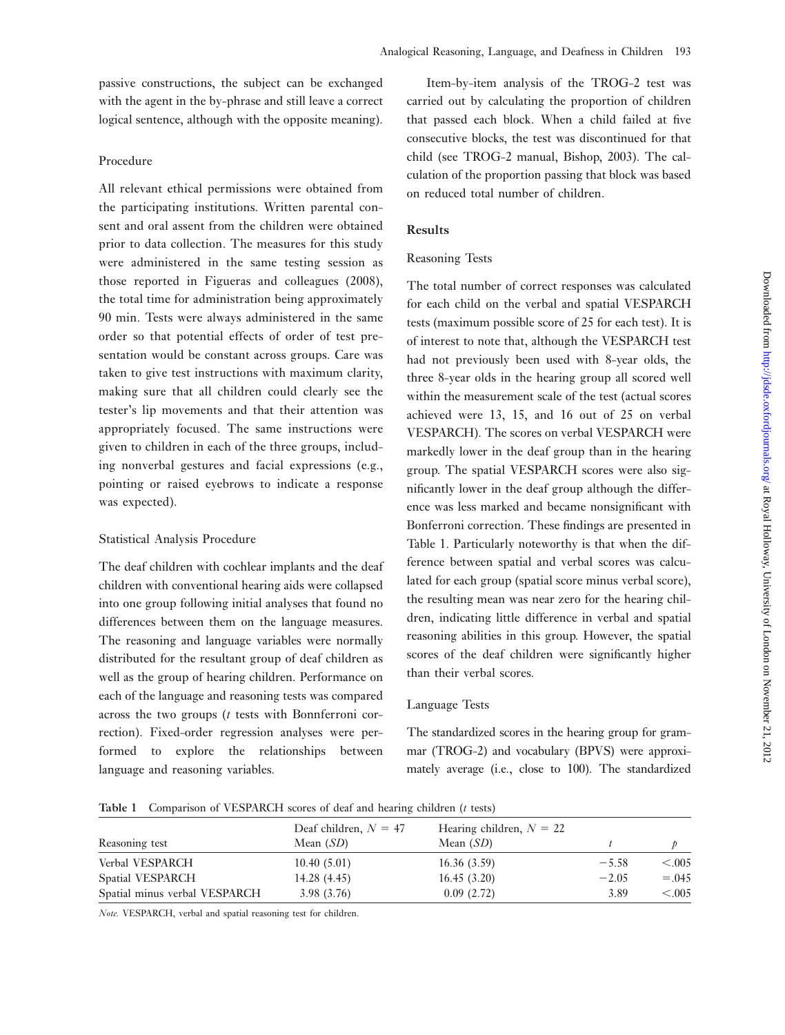passive constructions, the subject can be exchanged with the agent in the by-phrase and still leave a correct logical sentence, although with the opposite meaning).

### Procedure

All relevant ethical permissions were obtained from the participating institutions. Written parental consent and oral assent from the children were obtained prior to data collection. The measures for this study were administered in the same testing session as those reported in Figueras and colleagues (2008), the total time for administration being approximately 90 min. Tests were always administered in the same order so that potential effects of order of test presentation would be constant across groups. Care was taken to give test instructions with maximum clarity, making sure that all children could clearly see the tester's lip movements and that their attention was appropriately focused. The same instructions were given to children in each of the three groups, including nonverbal gestures and facial expressions (e.g., pointing or raised eyebrows to indicate a response was expected).

### Statistical Analysis Procedure

The deaf children with cochlear implants and the deaf children with conventional hearing aids were collapsed into one group following initial analyses that found no differences between them on the language measures. The reasoning and language variables were normally distributed for the resultant group of deaf children as well as the group of hearing children. Performance on each of the language and reasoning tests was compared across the two groups (*t* tests with Bonnferroni correction). Fixed-order regression analyses were performed to explore the relationships between language and reasoning variables.

Item-by-item analysis of the TROG-2 test was carried out by calculating the proportion of children that passed each block. When a child failed at five consecutive blocks, the test was discontinued for that child (see TROG-2 manual, Bishop, 2003). The calculation of the proportion passing that block was based on reduced total number of children.

## Results

### Reasoning Tests

The total number of correct responses was calculated for each child on the verbal and spatial VESPARCH tests (maximum possible score of 25 for each test). It is of interest to note that, although the VESPARCH test had not previously been used with 8-year olds, the three 8-year olds in the hearing group all scored well within the measurement scale of the test (actual scores achieved were 13, 15, and 16 out of 25 on verbal VESPARCH). The scores on verbal VESPARCH were markedly lower in the deaf group than in the hearing group. The spatial VESPARCH scores were also significantly lower in the deaf group although the difference was less marked and became nonsignificant with Bonferroni correction. These findings are presented in Table 1. Particularly noteworthy is that when the difference between spatial and verbal scores was calculated for each group (spatial score minus verbal score), the resulting mean was near zero for the hearing children, indicating little difference in verbal and spatial reasoning abilities in this group. However, the spatial scores of the deaf children were significantly higher than their verbal scores.

### Language Tests

The standardized scores in the hearing group for grammar (TROG-2) and vocabulary (BPVS) were approximately average (i.e., close to 100). The standardized

**Table 1** Comparison of VESPARCH scores of deaf and hearing children (*t* tests)

| Reasoning test | Deaf children, $N = 47$ Mean (*SD*) | Hearing children, $N = 22$ Mean (*SD*) | $t$ | $p$ |
|---|---|---|---|---|
| Verbal VESPARCH | 10.40 (5.01) | 16.36 (3.59) | −5.58 | <.005 |
| Spatial VESPARCH | 14.28 (4.45) | 16.45 (3.20) | −2.05 | =.045 |
| Spatial minus verbal VESPARCH | 3.98 (3.76) | 0.09 (2.72) | 3.89 | <.005 |

*Note.* VESPARCH, verbal and spatial reasoning test for children.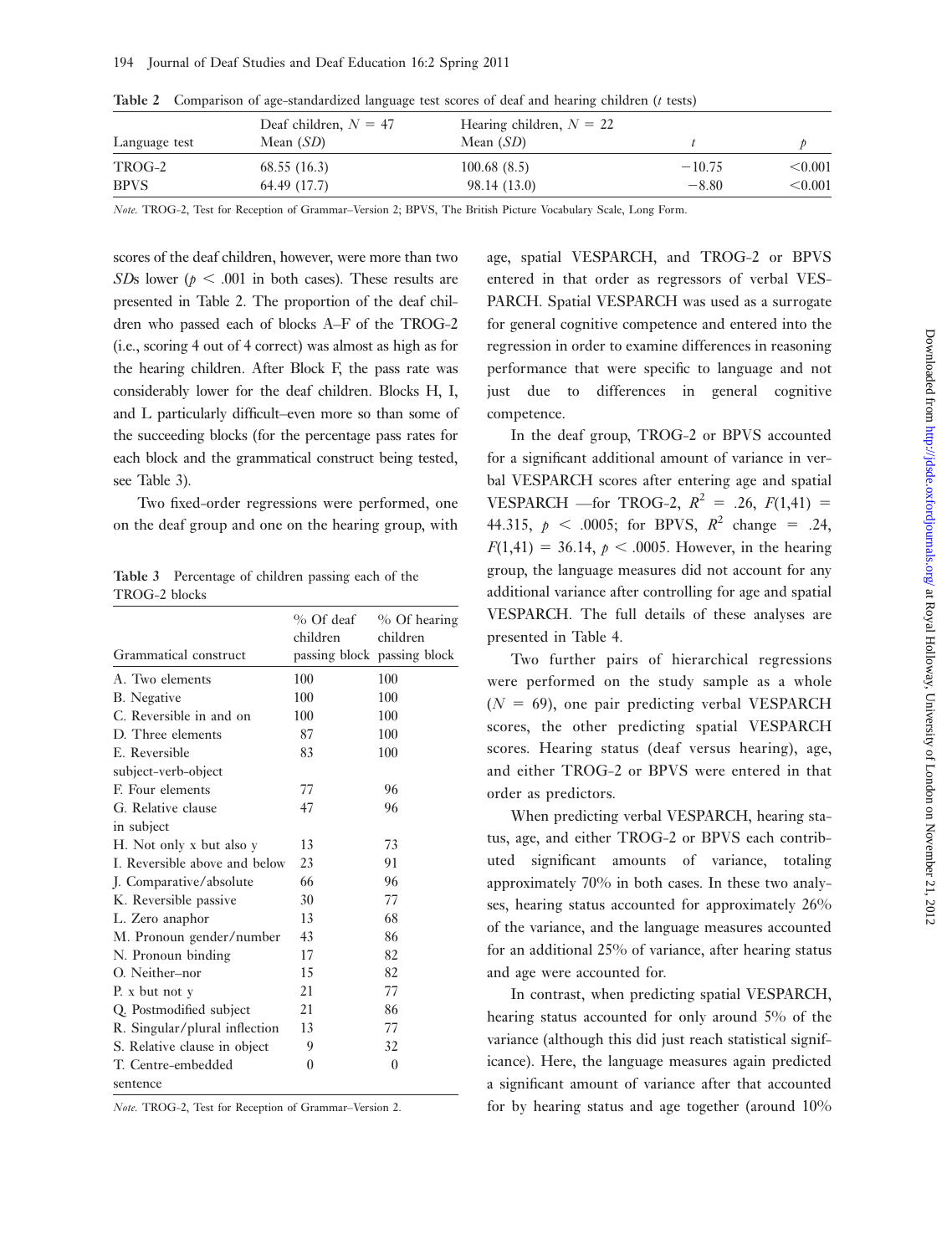**Table 2** Comparison of age-standardized language test scores of deaf and hearing children (*t* tests)

| Language test | Deaf children, $N = 47$ Mean (*SD*) | Hearing children, $N = 22$ Mean (*SD*) | *t* | *p* |
|---|---|---|---|---|
| TROG-2 | 68.55 (16.3) | 100.68 (8.5) | −10.75 | <0.001 |
| BPVS | 64.49 (17.7) | 98.14 (13.0) | −8.80 | <0.001 |

*Note.* TROG-2, Test for Reception of Grammar–Version 2; BPVS, The British Picture Vocabulary Scale, Long Form.

scores of the deaf children, however, were more than two *SD*s lower ($p < .001$ in both cases). These results are presented in Table 2. The proportion of the deaf children who passed each of blocks A–F of the TROG-2 (i.e., scoring 4 out of 4 correct) was almost as high as for the hearing children. After Block F, the pass rate was considerably lower for the deaf children. Blocks H, I, and L particularly difficult–even more so than some of the succeeding blocks (for the percentage pass rates for each block and the grammatical construct being tested, see Table 3).

Two fixed-order regressions were performed, one on the deaf group and one on the hearing group, with age, spatial VESPARCH, and TROG-2 or BPVS entered in that order as regressors of verbal VESPARCH. Spatial VESPARCH was used as a surrogate for general cognitive competence and entered into the regression in order to examine differences in reasoning performance that were specific to language and not just due to differences in general cognitive competence.

In the deaf group, TROG-2 or BPVS accounted for a significant additional amount of variance in verbal VESPARCH scores after entering age and spatial VESPARCH —for TROG-2, $R^2 = .26$, $F(1,41) = 44.315$, $p < .0005$; for BPVS, $R^2$ change $= .24$, $F(1,41) = 36.14$, $p < .0005$. However, in the hearing group, the language measures did not account for any additional variance after controlling for age and spatial VESPARCH. The full details of these analyses are presented in Table 4.

**Table 3** Percentage of children passing each of the TROG-2 blocks

| Grammatical construct | % Of deaf children passing block | % Of hearing children passing block |
|---|---|---|
| A. Two elements | 100 | 100 |
| B. Negative | 100 | 100 |
| C. Reversible in and on | 100 | 100 |
| D. Three elements | 87 | 100 |
| E. Reversible subject-verb-object | 83 | 100 |
| F. Four elements | 77 | 96 |
| G. Relative clause in subject | 47 | 96 |
| H. Not only x but also y | 13 | 73 |
| I. Reversible above and below | 23 | 91 |
| J. Comparative/absolute | 66 | 96 |
| K. Reversible passive | 30 | 77 |
| L. Zero anaphor | 13 | 68 |
| M. Pronoun gender/number | 43 | 86 |
| N. Pronoun binding | 17 | 82 |
| O. Neither–nor | 15 | 82 |
| P. x but not y | 21 | 77 |
| Q. Postmodified subject | 21 | 86 |
| R. Singular/plural inflection | 13 | 77 |
| S. Relative clause in object | 9 | 32 |
| T. Centre-embedded sentence | 0 | 0 |

*Note.* TROG-2, Test for Reception of Grammar–Version 2.

Two further pairs of hierarchical regressions were performed on the study sample as a whole ($N = 69$), one pair predicting verbal VESPARCH scores, the other predicting spatial VESPARCH scores. Hearing status (deaf versus hearing), age, and either TROG-2 or BPVS were entered in that order as predictors.

When predicting verbal VESPARCH, hearing status, age, and either TROG-2 or BPVS each contributed significant amounts of variance, totaling approximately 70% in both cases. In these two analyses, hearing status accounted for approximately 26% of the variance, and the language measures accounted for an additional 25% of variance, after hearing status and age were accounted for.

In contrast, when predicting spatial VESPARCH, hearing status accounted for only around 5% of the variance (although this did just reach statistical significance). Here, the language measures again predicted a significant amount of variance after that accounted for by hearing status and age together (around 10%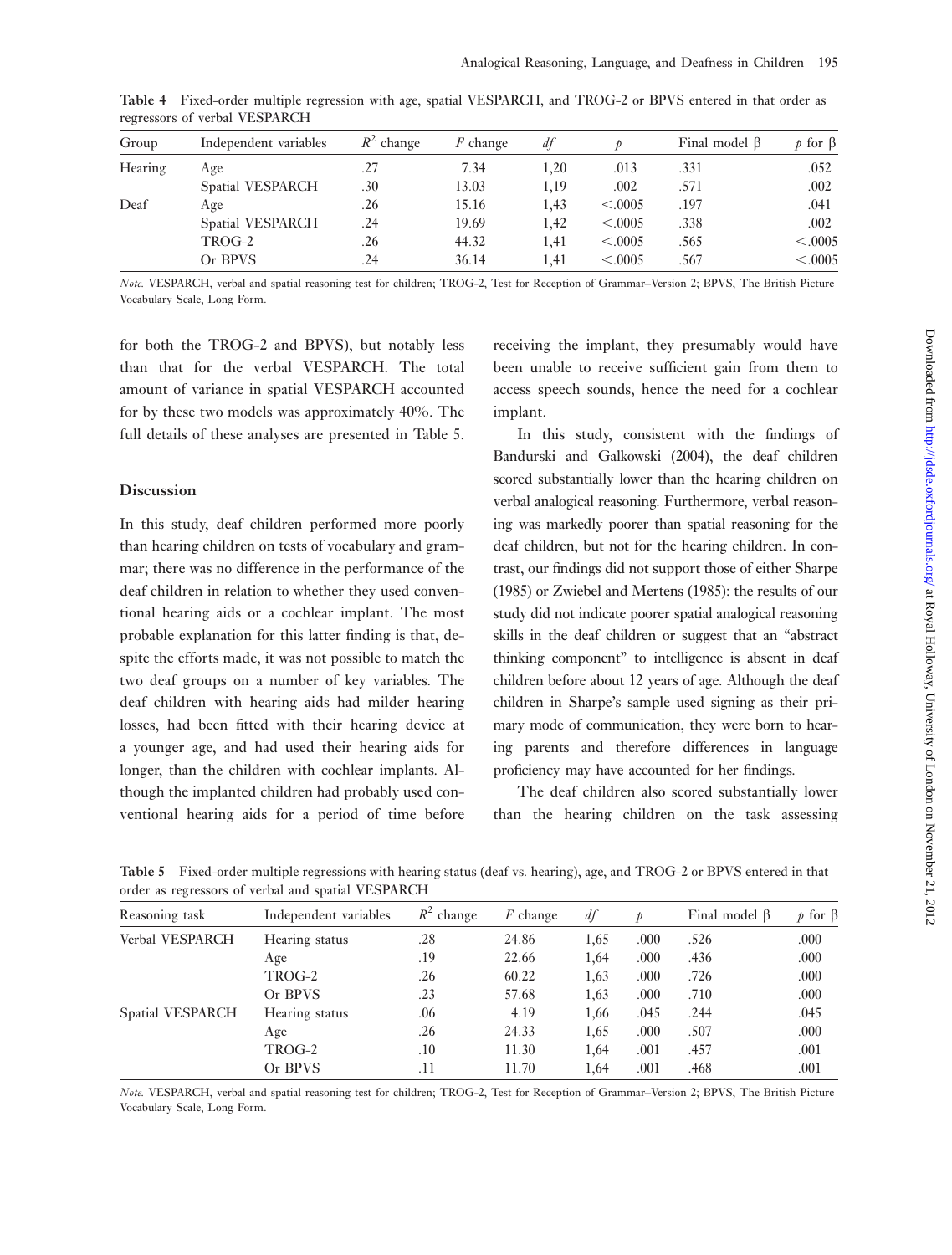**Table 4** Fixed-order multiple regression with age, spatial VESPARCH, and TROG-2 or BPVS entered in that order as regressors of verbal VESPARCH

| Group | Independent variables | $R^2$ change | $F$ change | $df$ | $p$ | Final model β | $p$ for β |
|---|---|---|---|---|---|---|---|
| Hearing | Age | .27 | 7.34 | 1,20 | .013 | .331 | .052 |
| | Spatial VESPARCH | .30 | 13.03 | 1,19 | .002 | .571 | .002 |
| Deaf | Age | .26 | 15.16 | 1,43 | <.0005 | .197 | .041 |
| | Spatial VESPARCH | .24 | 19.69 | 1,42 | <.0005 | .338 | .002 |
| | TROG-2 | .26 | 44.32 | 1,41 | <.0005 | .565 | <.0005 |
| | Or BPVS | .24 | 36.14 | 1,41 | <.0005 | .567 | <.0005 |

*Note.* VESPARCH, verbal and spatial reasoning test for children; TROG-2, Test for Reception of Grammar–Version 2; BPVS, The British Picture Vocabulary Scale, Long Form.

for both the TROG-2 and BPVS), but notably less than that for the verbal VESPARCH. The total amount of variance in spatial VESPARCH accounted for by these two models was approximately 40%. The full details of these analyses are presented in Table 5.

## Discussion

In this study, deaf children performed more poorly than hearing children on tests of vocabulary and grammar; there was no difference in the performance of the deaf children in relation to whether they used conventional hearing aids or a cochlear implant. The most probable explanation for this latter finding is that, despite the efforts made, it was not possible to match the two deaf groups on a number of key variables. The deaf children with hearing aids had milder hearing losses, had been fitted with their hearing device at a younger age, and had used their hearing aids for longer, than the children with cochlear implants. Although the implanted children had probably used conventional hearing aids for a period of time before receiving the implant, they presumably would have been unable to receive sufficient gain from them to access speech sounds, hence the need for a cochlear implant.

In this study, consistent with the findings of Bandurski and Galkowski (2004), the deaf children scored substantially lower than the hearing children on verbal analogical reasoning. Furthermore, verbal reasoning was markedly poorer than spatial reasoning for the deaf children, but not for the hearing children. In contrast, our findings did not support those of either Sharpe (1985) or Zwiebel and Mertens (1985): the results of our study did not indicate poorer spatial analogical reasoning skills in the deaf children or suggest that an "abstract thinking component" to intelligence is absent in deaf children before about 12 years of age. Although the deaf children in Sharpe's sample used signing as their primary mode of communication, they were born to hearing parents and therefore differences in language proficiency may have accounted for her findings.

The deaf children also scored substantially lower than the hearing children on the task assessing

**Table 5** Fixed-order multiple regressions with hearing status (deaf vs. hearing), age, and TROG-2 or BPVS entered in that order as regressors of verbal and spatial VESPARCH

| Reasoning task | Independent variables | $R^2$ change | $F$ change | $df$ | $p$ | Final model β | $p$ for β |
|---|---|---|---|---|---|---|---|
| Verbal VESPARCH | Hearing status | .28 | 24.86 | 1,65 | .000 | .526 | .000 |
| | Age | .19 | 22.66 | 1,64 | .000 | .436 | .000 |
| | TROG-2 | .26 | 60.22 | 1,63 | .000 | .726 | .000 |
| | Or BPVS | .23 | 57.68 | 1,63 | .000 | .710 | .000 |
| Spatial VESPARCH | Hearing status | .06 | 4.19 | 1,66 | .045 | .244 | .045 |
| | Age | .26 | 24.33 | 1,65 | .000 | .507 | .000 |
| | TROG-2 | .10 | 11.30 | 1,64 | .001 | .457 | .001 |
| | Or BPVS | .11 | 11.70 | 1,64 | .001 | .468 | .001 |

*Note.* VESPARCH, verbal and spatial reasoning test for children; TROG-2, Test for Reception of Grammar–Version 2; BPVS, The British Picture Vocabulary Scale, Long Form.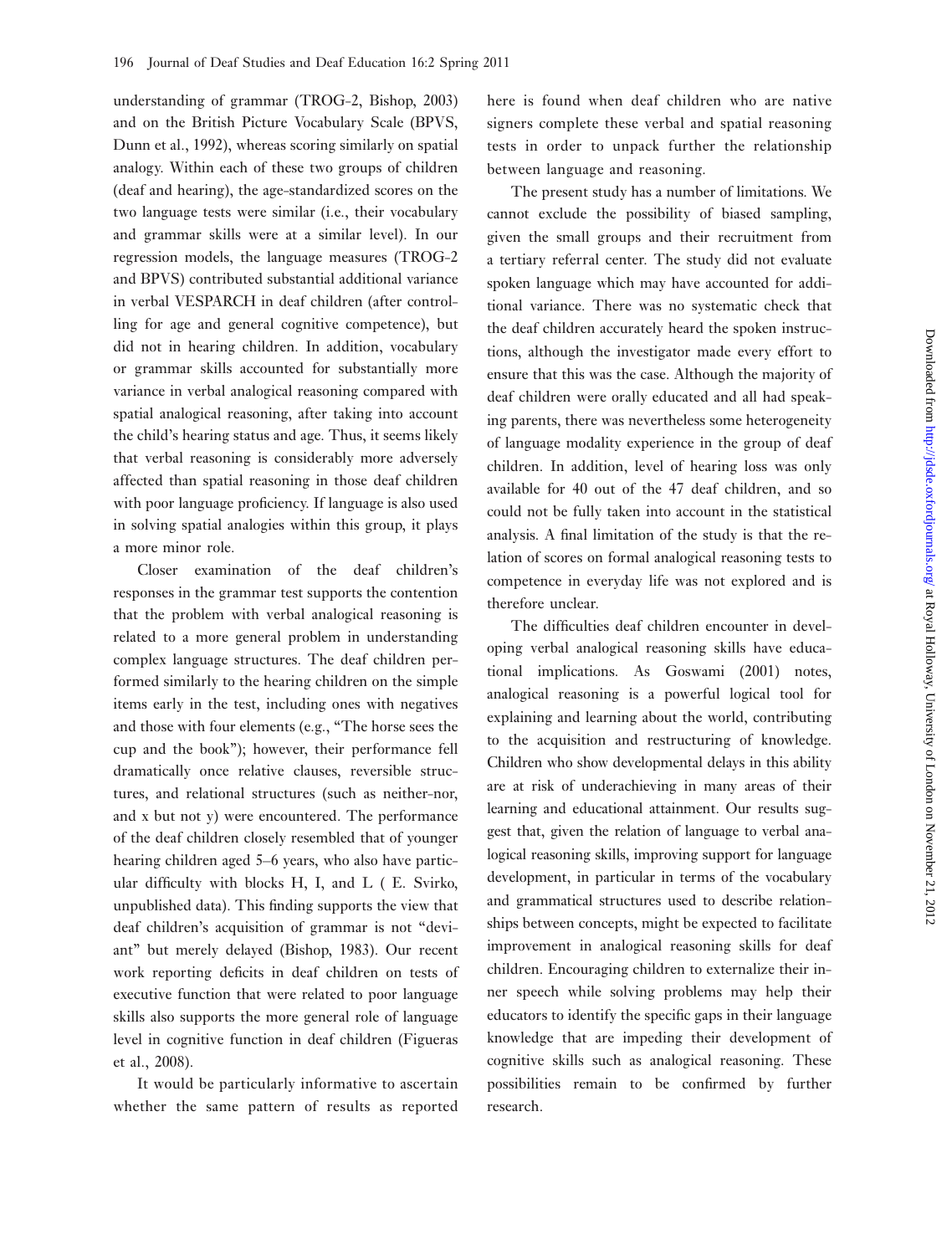understanding of grammar (TROG-2, Bishop, 2003) and on the British Picture Vocabulary Scale (BPVS, Dunn et al., 1992), whereas scoring similarly on spatial analogy. Within each of these two groups of children (deaf and hearing), the age-standardized scores on the two language tests were similar (i.e., their vocabulary and grammar skills were at a similar level). In our regression models, the language measures (TROG-2 and BPVS) contributed substantial additional variance in verbal VESPARCH in deaf children (after controlling for age and general cognitive competence), but did not in hearing children. In addition, vocabulary or grammar skills accounted for substantially more variance in verbal analogical reasoning compared with spatial analogical reasoning, after taking into account the child's hearing status and age. Thus, it seems likely that verbal reasoning is considerably more adversely affected than spatial reasoning in those deaf children with poor language proficiency. If language is also used in solving spatial analogies within this group, it plays a more minor role.

Closer examination of the deaf children's responses in the grammar test supports the contention that the problem with verbal analogical reasoning is related to a more general problem in understanding complex language structures. The deaf children performed similarly to the hearing children on the simple items early in the test, including ones with negatives and those with four elements (e.g., "The horse sees the cup and the book"); however, their performance fell dramatically once relative clauses, reversible structures, and relational structures (such as neither-nor, and x but not y) were encountered. The performance of the deaf children closely resembled that of younger hearing children aged 5–6 years, who also have particular difficulty with blocks H, I, and L ( E. Svirko, unpublished data). This finding supports the view that deaf children's acquisition of grammar is not "deviant" but merely delayed (Bishop, 1983). Our recent work reporting deficits in deaf children on tests of executive function that were related to poor language skills also supports the more general role of language level in cognitive function in deaf children (Figueras et al., 2008).

It would be particularly informative to ascertain whether the same pattern of results as reported here is found when deaf children who are native signers complete these verbal and spatial reasoning tests in order to unpack further the relationship between language and reasoning.

The present study has a number of limitations. We cannot exclude the possibility of biased sampling, given the small groups and their recruitment from a tertiary referral center. The study did not evaluate spoken language which may have accounted for additional variance. There was no systematic check that the deaf children accurately heard the spoken instructions, although the investigator made every effort to ensure that this was the case. Although the majority of deaf children were orally educated and all had speaking parents, there was nevertheless some heterogeneity of language modality experience in the group of deaf children. In addition, level of hearing loss was only available for 40 out of the 47 deaf children, and so could not be fully taken into account in the statistical analysis. A final limitation of the study is that the relation of scores on formal analogical reasoning tests to competence in everyday life was not explored and is therefore unclear.

The difficulties deaf children encounter in developing verbal analogical reasoning skills have educational implications. As Goswami (2001) notes, analogical reasoning is a powerful logical tool for explaining and learning about the world, contributing to the acquisition and restructuring of knowledge. Children who show developmental delays in this ability are at risk of underachieving in many areas of their learning and educational attainment. Our results suggest that, given the relation of language to verbal analogical reasoning skills, improving support for language development, in particular in terms of the vocabulary and grammatical structures used to describe relationships between concepts, might be expected to facilitate improvement in analogical reasoning skills for deaf children. Encouraging children to externalize their inner speech while solving problems may help their educators to identify the specific gaps in their language knowledge that are impeding their development of cognitive skills such as analogical reasoning. These possibilities remain to be confirmed by further research.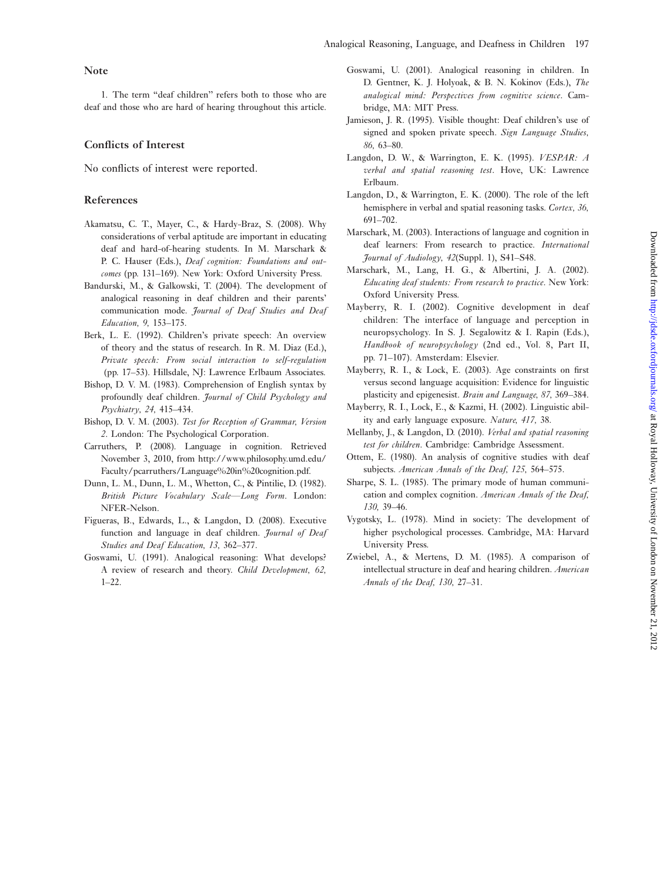## Note

1. The term "deaf children" refers both to those who are deaf and those who are hard of hearing throughout this article.

## Conflicts of Interest

No conflicts of interest were reported.

## References

Akamatsu, C. T., Mayer, C., & Hardy-Braz, S. (2008). Why considerations of verbal aptitude are important in educating deaf and hard-of-hearing students. In M. Marschark & P. C. Hauser (Eds.), *Deaf cognition: Foundations and outcomes* (pp. 131–169). New York: Oxford University Press.

Bandurski, M., & Galkowski, T. (2004). The development of analogical reasoning in deaf children and their parents' communication mode. *Journal of Deaf Studies and Deaf Education, 9,* 153–175.

Berk, L. E. (1992). Children's private speech: An overview of theory and the status of research. In R. M. Diaz (Ed.), *Private speech: From social interaction to self-regulation* (pp. 17–53). Hillsdale, NJ: Lawrence Erlbaum Associates.

Bishop, D. V. M. (1983). Comprehension of English syntax by profoundly deaf children. *Journal of Child Psychology and Psychiatry, 24,* 415–434.

Bishop, D. V. M. (2003). *Test for Reception of Grammar, Version 2*. London: The Psychological Corporation.

Carruthers, P. (2008). Language in cognition. Retrieved November 3, 2010, from http://www.philosophy.umd.edu/Faculty/pcarruthers/Language%20in%20cognition.pdf.

Dunn, L. M., Dunn, L. M., Whetton, C., & Pintilie, D. (1982). *British Picture Vocabulary Scale—Long Form*. London: NFER-Nelson.

Figueras, B., Edwards, L., & Langdon, D. (2008). Executive function and language in deaf children. *Journal of Deaf Studies and Deaf Education, 13,* 362–377.

Goswami, U. (1991). Analogical reasoning: What develops? A review of research and theory. *Child Development, 62,* 1–22.

Goswami, U. (2001). Analogical reasoning in children. In D. Gentner, K. J. Holyoak, & B. N. Kokinov (Eds.), *The analogical mind: Perspectives from cognitive science*. Cambridge, MA: MIT Press.

Jamieson, J. R. (1995). Visible thought: Deaf children's use of signed and spoken private speech. *Sign Language Studies, 86,* 63–80.

Langdon, D. W., & Warrington, E. K. (1995). *VESPAR: A verbal and spatial reasoning test*. Hove, UK: Lawrence Erlbaum.

Langdon, D., & Warrington, E. K. (2000). The role of the left hemisphere in verbal and spatial reasoning tasks. *Cortex, 36,* 691–702.

Marschark, M. (2003). Interactions of language and cognition in deaf learners: From research to practice. *International Journal of Audiology, 42*(Suppl. 1), S41–S48.

Marschark, M., Lang, H. G., & Albertini, J. A. (2002). *Educating deaf students: From research to practice*. New York: Oxford University Press.

Mayberry, R. I. (2002). Cognitive development in deaf children: The interface of language and perception in neuropsychology. In S. J. Segalowitz & I. Rapin (Eds.), *Handbook of neuropsychology* (2nd ed., Vol. 8, Part II, pp. 71–107). Amsterdam: Elsevier.

Mayberry, R. I., & Lock, E. (2003). Age constraints on first versus second language acquisition: Evidence for linguistic plasticity and epigenesist. *Brain and Language, 87,* 369–384.

Mayberry, R. I., Lock, E., & Kazmi, H. (2002). Linguistic ability and early language exposure. *Nature, 417,* 38.

Mellanby, J., & Langdon, D. (2010). *Verbal and spatial reasoning test for children*. Cambridge: Cambridge Assessment.

Ottem, E. (1980). An analysis of cognitive studies with deaf subjects. *American Annals of the Deaf, 125,* 564–575.

Sharpe, S. L. (1985). The primary mode of human communication and complex cognition. *American Annals of the Deaf, 130,* 39–46.

Vygotsky, L. (1978). Mind in society: The development of higher psychological processes. Cambridge, MA: Harvard University Press.

Zwiebel, A., & Mertens, D. M. (1985). A comparison of intellectual structure in deaf and hearing children. *American Annals of the Deaf, 130,* 27–31.